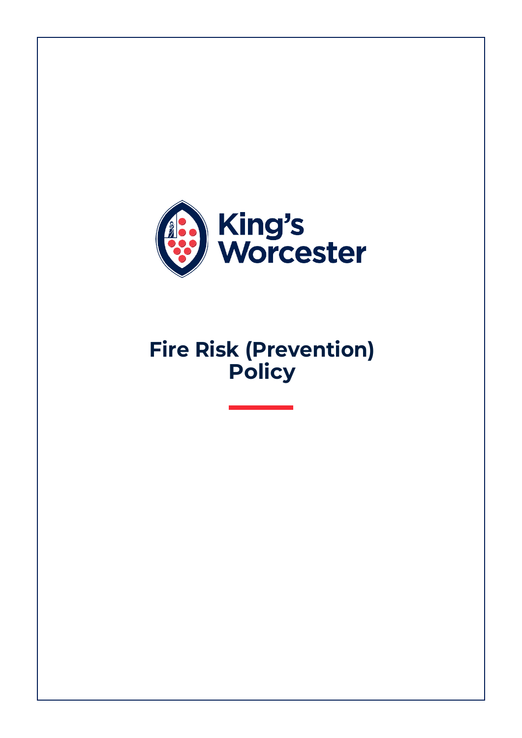King's Worcester

# Fire Risk (Prevention) Policy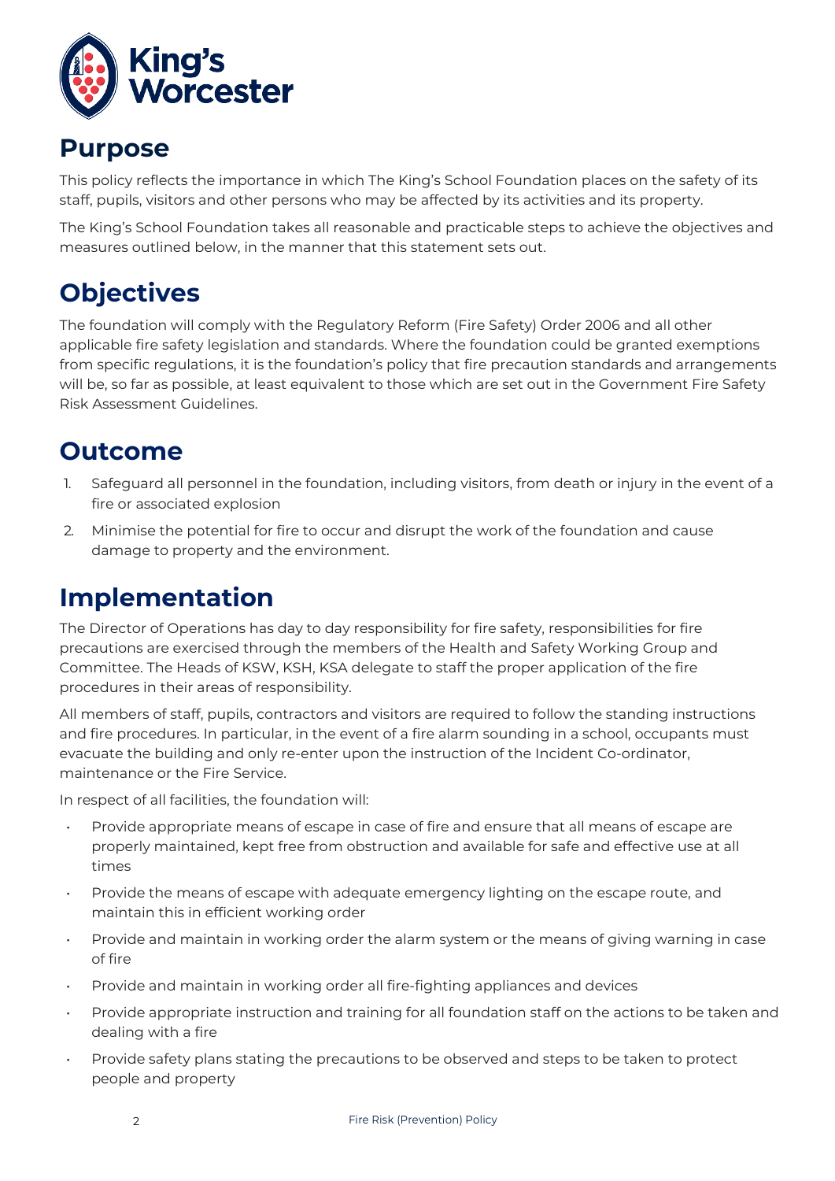## Purpose

This policy reflects the importance in which The King's School Foundation places on the safety of its staff, pupils, visitors and other persons who may be affected by its activities and its property.

The King's School Foundation takes all reasonable and practicable steps to achieve the objectives and measures outlined below, in the manner that this statement sets out.

## Objectives

The foundation will comply with the Regulatory Reform (Fire Safety) Order 2006 and all other applicable fire safety legislation and standards. Where the foundation could be granted exemptions from specific regulations, it is the foundation's policy that fire precaution standards and arrangements will be, so far as possible, at least equivalent to those which are set out in the Government Fire Safety Risk Assessment Guidelines.

## Outcome

1. Safeguard all personnel in the foundation, including visitors, from death or injury in the event of a fire or associated explosion
2. Minimise the potential for fire to occur and disrupt the work of the foundation and cause damage to property and the environment.

## Implementation

The Director of Operations has day to day responsibility for fire safety, responsibilities for fire precautions are exercised through the members of the Health and Safety Working Group and Committee. The Heads of KSW, KSH, KSA delegate to staff the proper application of the fire procedures in their areas of responsibility.

All members of staff, pupils, contractors and visitors are required to follow the standing instructions and fire procedures. In particular, in the event of a fire alarm sounding in a school, occupants must evacuate the building and only re-enter upon the instruction of the Incident Co-ordinator, maintenance or the Fire Service.

In respect of all facilities, the foundation will:

- Provide appropriate means of escape in case of fire and ensure that all means of escape are properly maintained, kept free from obstruction and available for safe and effective use at all times
- Provide the means of escape with adequate emergency lighting on the escape route, and maintain this in efficient working order
- Provide and maintain in working order the alarm system or the means of giving warning in case of fire
- Provide and maintain in working order all fire-fighting appliances and devices
- Provide appropriate instruction and training for all foundation staff on the actions to be taken and dealing with a fire
- Provide safety plans stating the precautions to be observed and steps to be taken to protect people and property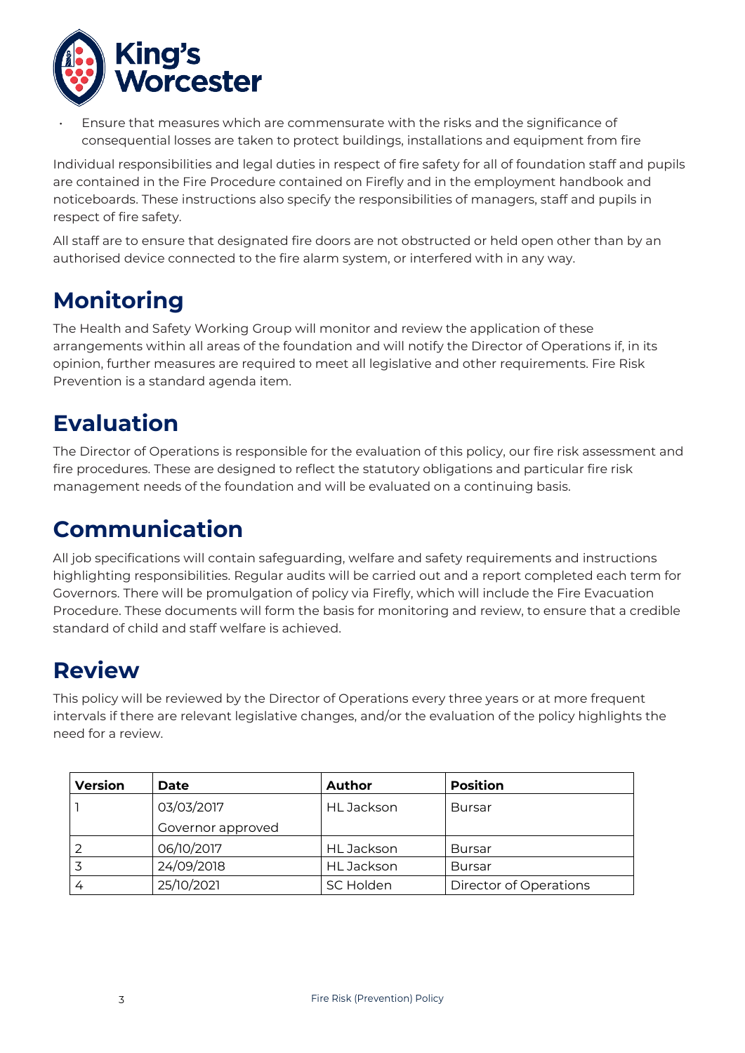- Ensure that measures which are commensurate with the risks and the significance of consequential losses are taken to protect buildings, installations and equipment from fire

Individual responsibilities and legal duties in respect of fire safety for all of foundation staff and pupils are contained in the Fire Procedure contained on Firefly and in the employment handbook and noticeboards. These instructions also specify the responsibilities of managers, staff and pupils in respect of fire safety.

All staff are to ensure that designated fire doors are not obstructed or held open other than by an authorised device connected to the fire alarm system, or interfered with in any way.

# Monitoring

The Health and Safety Working Group will monitor and review the application of these arrangements within all areas of the foundation and will notify the Director of Operations if, in its opinion, further measures are required to meet all legislative and other requirements. Fire Risk Prevention is a standard agenda item.

# Evaluation

The Director of Operations is responsible for the evaluation of this policy, our fire risk assessment and fire procedures. These are designed to reflect the statutory obligations and particular fire risk management needs of the foundation and will be evaluated on a continuing basis.

# Communication

All job specifications will contain safeguarding, welfare and safety requirements and instructions highlighting responsibilities. Regular audits will be carried out and a report completed each term for Governors. There will be promulgation of policy via Firefly, which will include the Fire Evacuation Procedure. These documents will form the basis for monitoring and review, to ensure that a credible standard of child and staff welfare is achieved.

# Review

This policy will be reviewed by the Director of Operations every three years or at more frequent intervals if there are relevant legislative changes, and/or the evaluation of the policy highlights the need for a review.

| Version | Date | Author | Position |
|---|---|---|---|
| 1 | 03/03/2017<br>Governor approved | HL Jackson | Bursar |
| 2 | 06/10/2017 | HL Jackson | Bursar |
| 3 | 24/09/2018 | HL Jackson | Bursar |
| 4 | 25/10/2021 | SC Holden | Director of Operations |